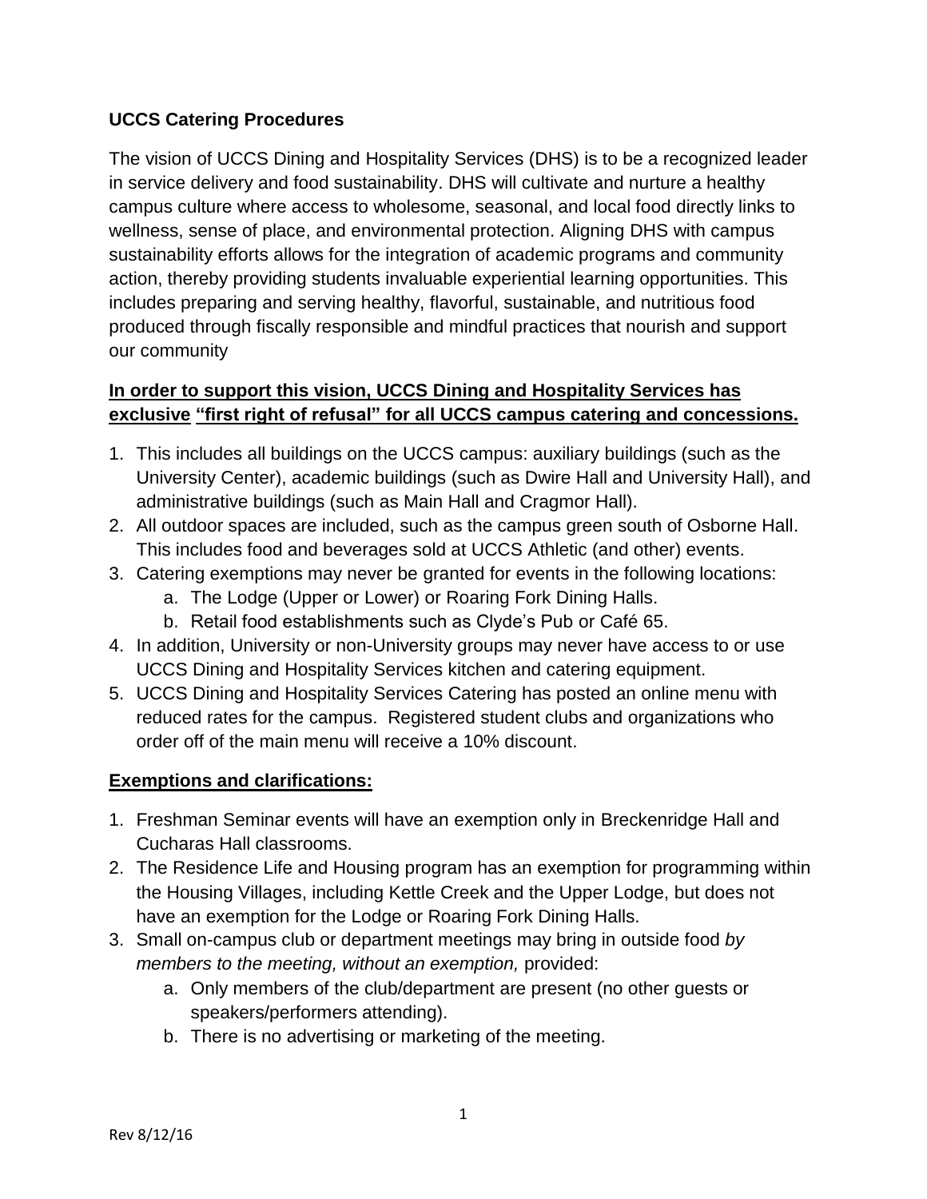# UCCS Catering Procedures

The vision of UCCS Dining and Hospitality Services (DHS) is to be a recognized leader in service delivery and food sustainability. DHS will cultivate and nurture a healthy campus culture where access to wholesome, seasonal, and local food directly links to wellness, sense of place, and environmental protection. Aligning DHS with campus sustainability efforts allows for the integration of academic programs and community action, thereby providing students invaluable experiential learning opportunities. This includes preparing and serving healthy, flavorful, sustainable, and nutritious food produced through fiscally responsible and mindful practices that nourish and support our community

## In order to support this vision, UCCS Dining and Hospitality Services has exclusive "first right of refusal" for all UCCS campus catering and concessions.

1. This includes all buildings on the UCCS campus: auxiliary buildings (such as the University Center), academic buildings (such as Dwire Hall and University Hall), and administrative buildings (such as Main Hall and Cragmor Hall).
2. All outdoor spaces are included, such as the campus green south of Osborne Hall. This includes food and beverages sold at UCCS Athletic (and other) events.
3. Catering exemptions may never be granted for events in the following locations:
   a. The Lodge (Upper or Lower) or Roaring Fork Dining Halls.
   b. Retail food establishments such as Clyde's Pub or Café 65.
4. In addition, University or non-University groups may never have access to or use UCCS Dining and Hospitality Services kitchen and catering equipment.
5. UCCS Dining and Hospitality Services Catering has posted an online menu with reduced rates for the campus. Registered student clubs and organizations who order off of the main menu will receive a 10% discount.

## Exemptions and clarifications:

1. Freshman Seminar events will have an exemption only in Breckenridge Hall and Cucharas Hall classrooms.
2. The Residence Life and Housing program has an exemption for programming within the Housing Villages, including Kettle Creek and the Upper Lodge, but does not have an exemption for the Lodge or Roaring Fork Dining Halls.
3. Small on-campus club or department meetings may bring in outside food *by members to the meeting, without an exemption,* provided:
   a. Only members of the club/department are present (no other guests or speakers/performers attending).
   b. There is no advertising or marketing of the meeting.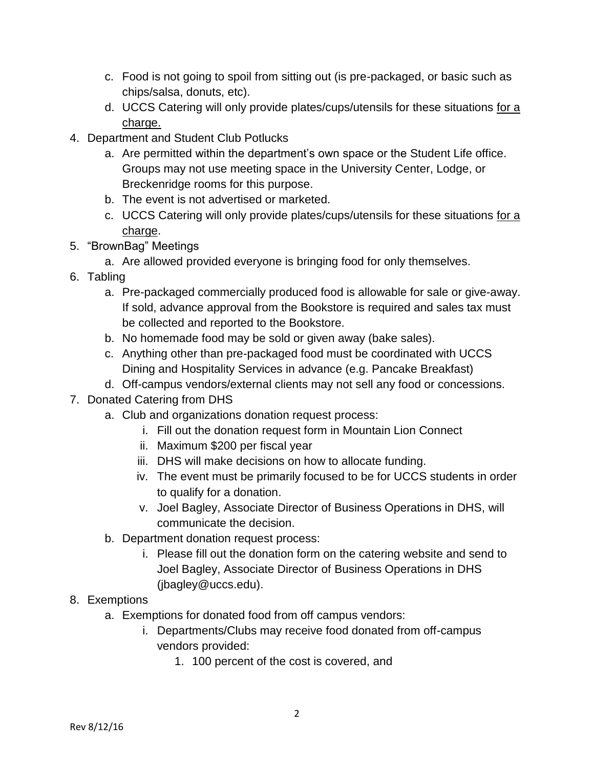c. Food is not going to spoil from sitting out (is pre-packaged, or basic such as chips/salsa, donuts, etc).
   d. UCCS Catering will only provide plates/cups/utensils for these situations <u>for a charge.</u>

4. Department and Student Club Potlucks
   a. Are permitted within the department's own space or the Student Life office. Groups may not use meeting space in the University Center, Lodge, or Breckenridge rooms for this purpose.
   b. The event is not advertised or marketed.
   c. UCCS Catering will only provide plates/cups/utensils for these situations <u>for a charge</u>.
5. "BrownBag" Meetings
   a. Are allowed provided everyone is bringing food for only themselves.
6. Tabling
   a. Pre-packaged commercially produced food is allowable for sale or give-away. If sold, advance approval from the Bookstore is required and sales tax must be collected and reported to the Bookstore.
   b. No homemade food may be sold or given away (bake sales).
   c. Anything other than pre-packaged food must be coordinated with UCCS Dining and Hospitality Services in advance (e.g. Pancake Breakfast)
   d. Off-campus vendors/external clients may not sell any food or concessions.
7. Donated Catering from DHS
   a. Club and organizations donation request process:
      i. Fill out the donation request form in Mountain Lion Connect
      ii. Maximum $200 per fiscal year
      iii. DHS will make decisions on how to allocate funding.
      iv. The event must be primarily focused to be for UCCS students in order to qualify for a donation.
      v. Joel Bagley, Associate Director of Business Operations in DHS, will communicate the decision.
   b. Department donation request process:
      i. Please fill out the donation form on the catering website and send to Joel Bagley, Associate Director of Business Operations in DHS (jbagley@uccs.edu).
8. Exemptions
   a. Exemptions for donated food from off campus vendors:
      i. Departments/Clubs may receive food donated from off-campus vendors provided:
         1. 100 percent of the cost is covered, and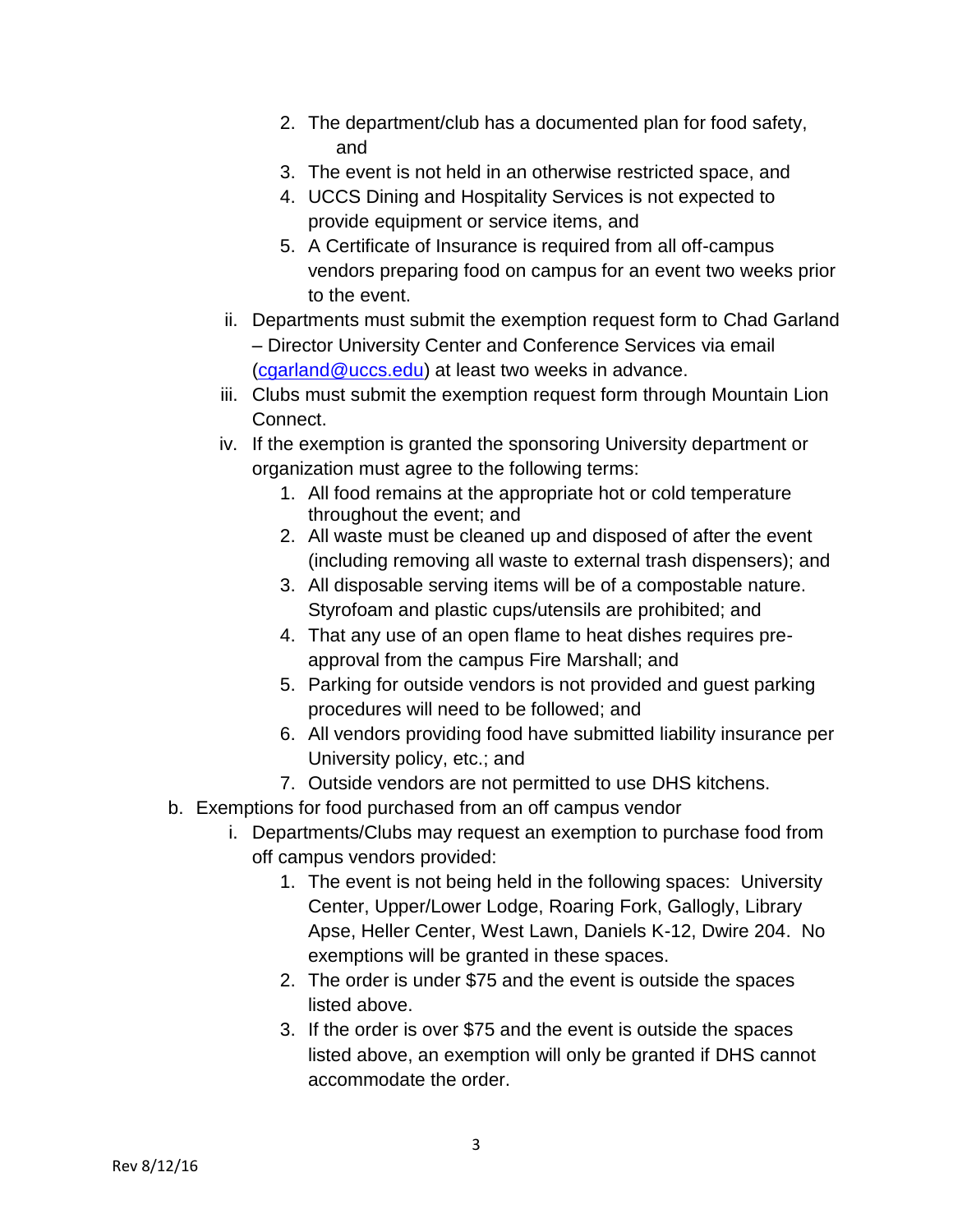2. The department/club has a documented plan for food safety, and
        3. The event is not held in an otherwise restricted space, and
        4. UCCS Dining and Hospitality Services is not expected to provide equipment or service items, and
        5. A Certificate of Insurance is required from all off-campus vendors preparing food on campus for an event two weeks prior to the event.

    ii. Departments must submit the exemption request form to Chad Garland – Director University Center and Conference Services via email ([cgarland@uccs.edu](mailto:cgarland@uccs.edu)) at least two weeks in advance.

    iii. Clubs must submit the exemption request form through Mountain Lion Connect.

    iv. If the exemption is granted the sponsoring University department or organization must agree to the following terms:
        1. All food remains at the appropriate hot or cold temperature throughout the event; and
        2. All waste must be cleaned up and disposed of after the event (including removing all waste to external trash dispensers); and
        3. All disposable serving items will be of a compostable nature. Styrofoam and plastic cups/utensils are prohibited; and
        4. That any use of an open flame to heat dishes requires pre-approval from the campus Fire Marshall; and
        5. Parking for outside vendors is not provided and guest parking procedures will need to be followed; and
        6. All vendors providing food have submitted liability insurance per University policy, etc.; and
        7. Outside vendors are not permitted to use DHS kitchens.

b. Exemptions for food purchased from an off campus vendor

    i. Departments/Clubs may request an exemption to purchase food from off campus vendors provided:
        1. The event is not being held in the following spaces: University Center, Upper/Lower Lodge, Roaring Fork, Gallogly, Library Apse, Heller Center, West Lawn, Daniels K-12, Dwire 204. No exemptions will be granted in these spaces.
        2. The order is under $75 and the event is outside the spaces listed above.
        3. If the order is over $75 and the event is outside the spaces listed above, an exemption will only be granted if DHS cannot accommodate the order.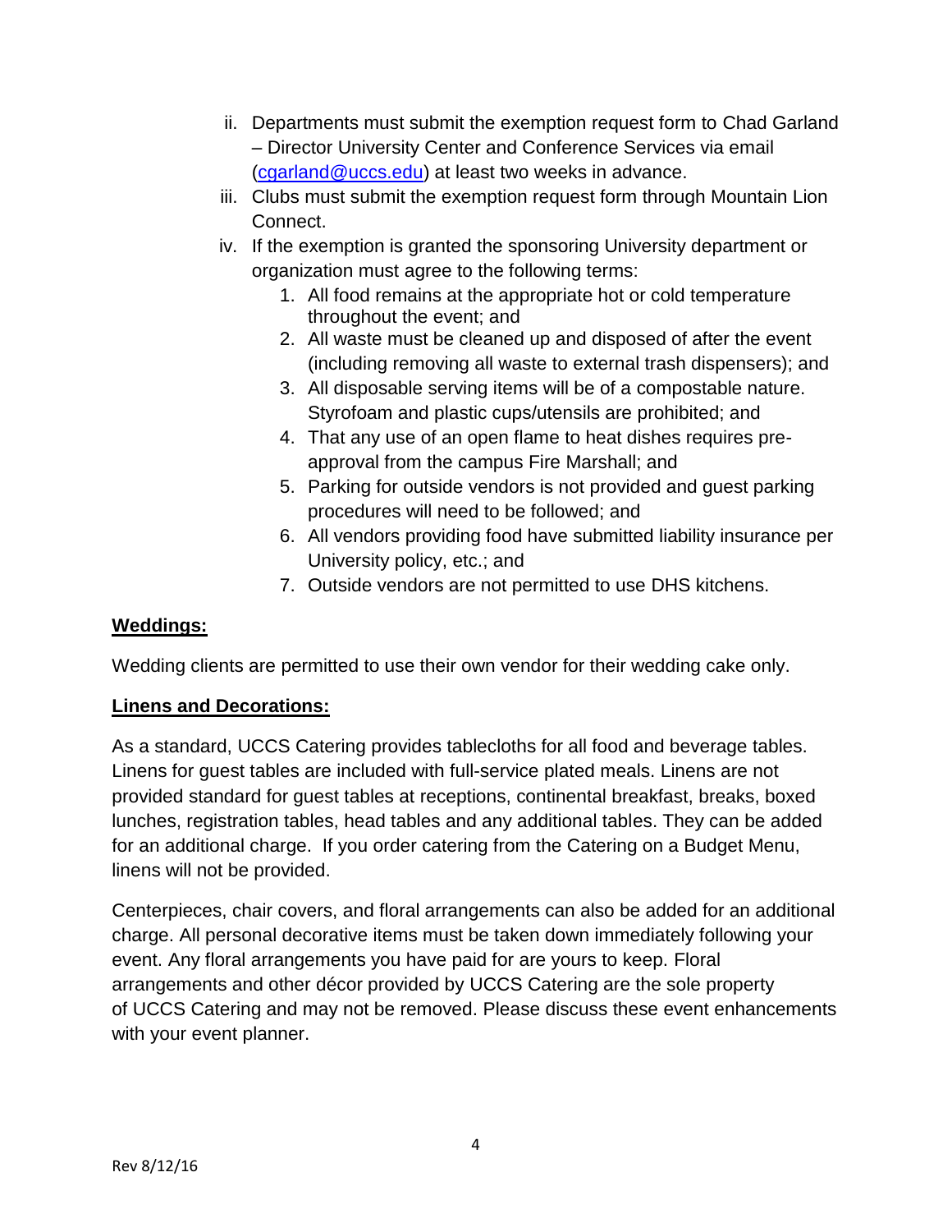ii. Departments must submit the exemption request form to Chad Garland – Director University Center and Conference Services via email (cgarland@uccs.edu) at least two weeks in advance.

iii. Clubs must submit the exemption request form through Mountain Lion Connect.

iv. If the exemption is granted the sponsoring University department or organization must agree to the following terms:

1. All food remains at the appropriate hot or cold temperature throughout the event; and
2. All waste must be cleaned up and disposed of after the event (including removing all waste to external trash dispensers); and
3. All disposable serving items will be of a compostable nature. Styrofoam and plastic cups/utensils are prohibited; and
4. That any use of an open flame to heat dishes requires pre-approval from the campus Fire Marshall; and
5. Parking for outside vendors is not provided and guest parking procedures will need to be followed; and
6. All vendors providing food have submitted liability insurance per University policy, etc.; and
7. Outside vendors are not permitted to use DHS kitchens.

**Weddings:**

Wedding clients are permitted to use their own vendor for their wedding cake only.

**Linens and Decorations:**

As a standard, UCCS Catering provides tablecloths for all food and beverage tables. Linens for guest tables are included with full-service plated meals. Linens are not provided standard for guest tables at receptions, continental breakfast, breaks, boxed lunches, registration tables, head tables and any additional tables. They can be added for an additional charge. If you order catering from the Catering on a Budget Menu, linens will not be provided.

Centerpieces, chair covers, and floral arrangements can also be added for an additional charge. All personal decorative items must be taken down immediately following your event. Any floral arrangements you have paid for are yours to keep. Floral arrangements and other décor provided by UCCS Catering are the sole property of UCCS Catering and may not be removed. Please discuss these event enhancements with your event planner.

Rev 8/12/16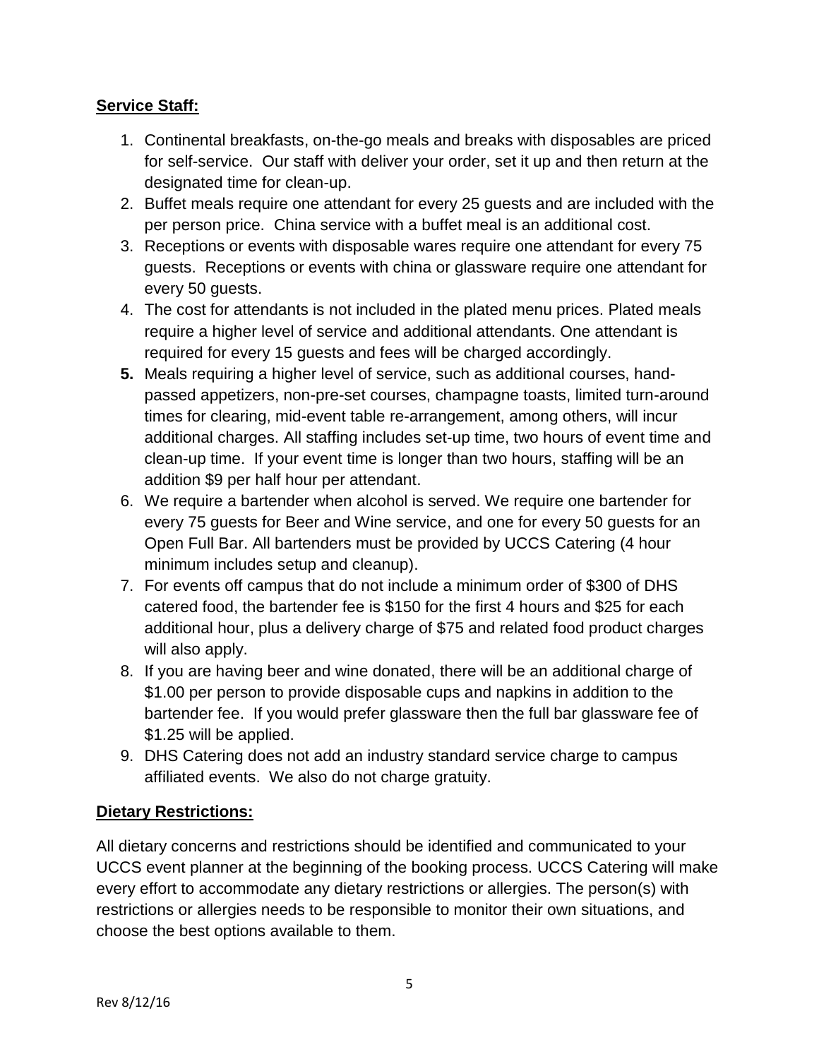**Service Staff:**

1. Continental breakfasts, on-the-go meals and breaks with disposables are priced for self-service. Our staff with deliver your order, set it up and then return at the designated time for clean-up.
2. Buffet meals require one attendant for every 25 guests and are included with the per person price. China service with a buffet meal is an additional cost.
3. Receptions or events with disposable wares require one attendant for every 75 guests. Receptions or events with china or glassware require one attendant for every 50 guests.
4. The cost for attendants is not included in the plated menu prices. Plated meals require a higher level of service and additional attendants. One attendant is required for every 15 guests and fees will be charged accordingly.
5. Meals requiring a higher level of service, such as additional courses, hand-passed appetizers, non-pre-set courses, champagne toasts, limited turn-around times for clearing, mid-event table re-arrangement, among others, will incur additional charges. All staffing includes set-up time, two hours of event time and clean-up time. If your event time is longer than two hours, staffing will be an addition $9 per half hour per attendant.
6. We require a bartender when alcohol is served. We require one bartender for every 75 guests for Beer and Wine service, and one for every 50 guests for an Open Full Bar. All bartenders must be provided by UCCS Catering (4 hour minimum includes setup and cleanup).
7. For events off campus that do not include a minimum order of $300 of DHS catered food, the bartender fee is $150 for the first 4 hours and $25 for each additional hour, plus a delivery charge of $75 and related food product charges will also apply.
8. If you are having beer and wine donated, there will be an additional charge of $1.00 per person to provide disposable cups and napkins in addition to the bartender fee. If you would prefer glassware then the full bar glassware fee of $1.25 will be applied.
9. DHS Catering does not add an industry standard service charge to campus affiliated events. We also do not charge gratuity.

**Dietary Restrictions:**

All dietary concerns and restrictions should be identified and communicated to your UCCS event planner at the beginning of the booking process. UCCS Catering will make every effort to accommodate any dietary restrictions or allergies. The person(s) with restrictions or allergies needs to be responsible to monitor their own situations, and choose the best options available to them.

Rev 8/12/16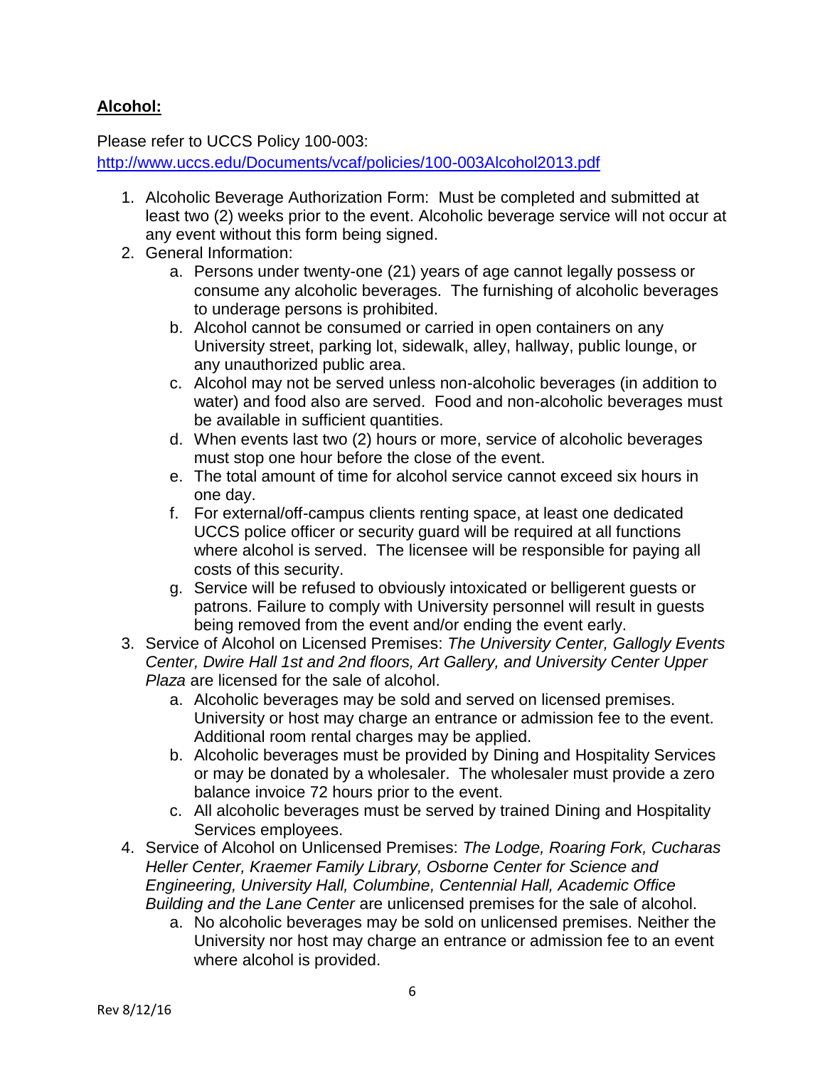**Alcohol:**

Please refer to UCCS Policy 100-003:
http://www.uccs.edu/Documents/vcaf/policies/100-003Alcohol2013.pdf

1. Alcoholic Beverage Authorization Form: Must be completed and submitted at least two (2) weeks prior to the event. Alcoholic beverage service will not occur at any event without this form being signed.
2. General Information:
    a. Persons under twenty-one (21) years of age cannot legally possess or consume any alcoholic beverages. The furnishing of alcoholic beverages to underage persons is prohibited.
    b. Alcohol cannot be consumed or carried in open containers on any University street, parking lot, sidewalk, alley, hallway, public lounge, or any unauthorized public area.
    c. Alcohol may not be served unless non-alcoholic beverages (in addition to water) and food also are served. Food and non-alcoholic beverages must be available in sufficient quantities.
    d. When events last two (2) hours or more, service of alcoholic beverages must stop one hour before the close of the event.
    e. The total amount of time for alcohol service cannot exceed six hours in one day.
    f. For external/off-campus clients renting space, at least one dedicated UCCS police officer or security guard will be required at all functions where alcohol is served. The licensee will be responsible for paying all costs of this security.
    g. Service will be refused to obviously intoxicated or belligerent guests or patrons. Failure to comply with University personnel will result in guests being removed from the event and/or ending the event early.
3. Service of Alcohol on Licensed Premises: *The University Center, Gallogly Events Center, Dwire Hall 1st and 2nd floors, Art Gallery, and University Center Upper Plaza* are licensed for the sale of alcohol.
    a. Alcoholic beverages may be sold and served on licensed premises. University or host may charge an entrance or admission fee to the event. Additional room rental charges may be applied.
    b. Alcoholic beverages must be provided by Dining and Hospitality Services or may be donated by a wholesaler. The wholesaler must provide a zero balance invoice 72 hours prior to the event.
    c. All alcoholic beverages must be served by trained Dining and Hospitality Services employees.
4. Service of Alcohol on Unlicensed Premises: *The Lodge, Roaring Fork, Cucharas Heller Center, Kraemer Family Library, Osborne Center for Science and Engineering, University Hall, Columbine, Centennial Hall, Academic Office Building and the Lane Center* are unlicensed premises for the sale of alcohol.
    a. No alcoholic beverages may be sold on unlicensed premises. Neither the University nor host may charge an entrance or admission fee to an event where alcohol is provided.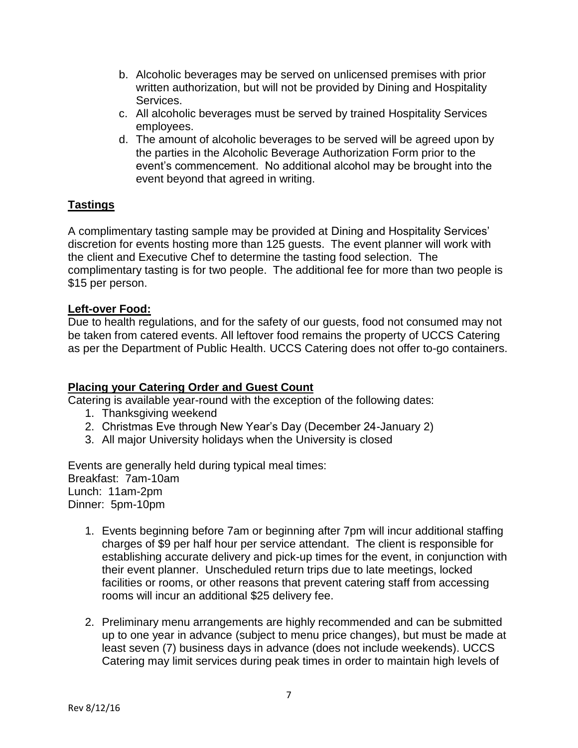b. Alcoholic beverages may be served on unlicensed premises with prior written authorization, but will not be provided by Dining and Hospitality Services.
c. All alcoholic beverages must be served by trained Hospitality Services employees.
d. The amount of alcoholic beverages to be served will be agreed upon by the parties in the Alcoholic Beverage Authorization Form prior to the event's commencement. No additional alcohol may be brought into the event beyond that agreed in writing.

## Tastings

A complimentary tasting sample may be provided at Dining and Hospitality Services' discretion for events hosting more than 125 guests. The event planner will work with the client and Executive Chef to determine the tasting food selection. The complimentary tasting is for two people. The additional fee for more than two people is $15 per person.

## Left-over Food:

Due to health regulations, and for the safety of our guests, food not consumed may not be taken from catered events. All leftover food remains the property of UCCS Catering as per the Department of Public Health. UCCS Catering does not offer to-go containers.

## Placing your Catering Order and Guest Count

Catering is available year-round with the exception of the following dates:

1. Thanksgiving weekend
2. Christmas Eve through New Year's Day (December 24-January 2)
3. All major University holidays when the University is closed

Events are generally held during typical meal times:
Breakfast: 7am-10am
Lunch: 11am-2pm
Dinner: 5pm-10pm

1. Events beginning before 7am or beginning after 7pm will incur additional staffing charges of $9 per half hour per service attendant. The client is responsible for establishing accurate delivery and pick-up times for the event, in conjunction with their event planner. Unscheduled return trips due to late meetings, locked facilities or rooms, or other reasons that prevent catering staff from accessing rooms will incur an additional $25 delivery fee.

2. Preliminary menu arrangements are highly recommended and can be submitted up to one year in advance (subject to menu price changes), but must be made at least seven (7) business days in advance (does not include weekends). UCCS Catering may limit services during peak times in order to maintain high levels of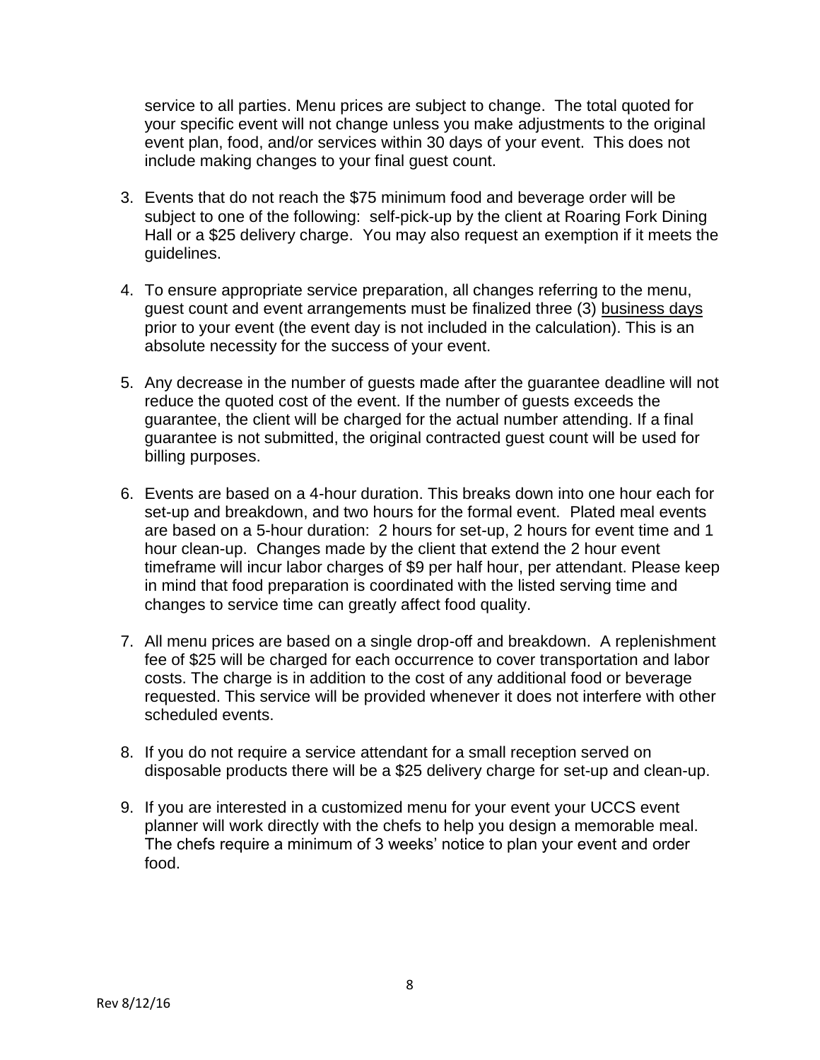service to all parties. Menu prices are subject to change. The total quoted for your specific event will not change unless you make adjustments to the original event plan, food, and/or services within 30 days of your event. This does not include making changes to your final guest count.

3. Events that do not reach the $75 minimum food and beverage order will be subject to one of the following: self-pick-up by the client at Roaring Fork Dining Hall or a $25 delivery charge. You may also request an exemption if it meets the guidelines.

4. To ensure appropriate service preparation, all changes referring to the menu, guest count and event arrangements must be finalized three (3) <u>business days</u> prior to your event (the event day is not included in the calculation). This is an absolute necessity for the success of your event.

5. Any decrease in the number of guests made after the guarantee deadline will not reduce the quoted cost of the event. If the number of guests exceeds the guarantee, the client will be charged for the actual number attending. If a final guarantee is not submitted, the original contracted guest count will be used for billing purposes.

6. Events are based on a 4-hour duration. This breaks down into one hour each for set-up and breakdown, and two hours for the formal event. Plated meal events are based on a 5-hour duration: 2 hours for set-up, 2 hours for event time and 1 hour clean-up. Changes made by the client that extend the 2 hour event timeframe will incur labor charges of $9 per half hour, per attendant. Please keep in mind that food preparation is coordinated with the listed serving time and changes to service time can greatly affect food quality.

7. All menu prices are based on a single drop-off and breakdown. A replenishment fee of $25 will be charged for each occurrence to cover transportation and labor costs. The charge is in addition to the cost of any additional food or beverage requested. This service will be provided whenever it does not interfere with other scheduled events.

8. If you do not require a service attendant for a small reception served on disposable products there will be a $25 delivery charge for set-up and clean-up.

9. If you are interested in a customized menu for your event your UCCS event planner will work directly with the chefs to help you design a memorable meal. The chefs require a minimum of 3 weeks' notice to plan your event and order food.

Rev 8/12/16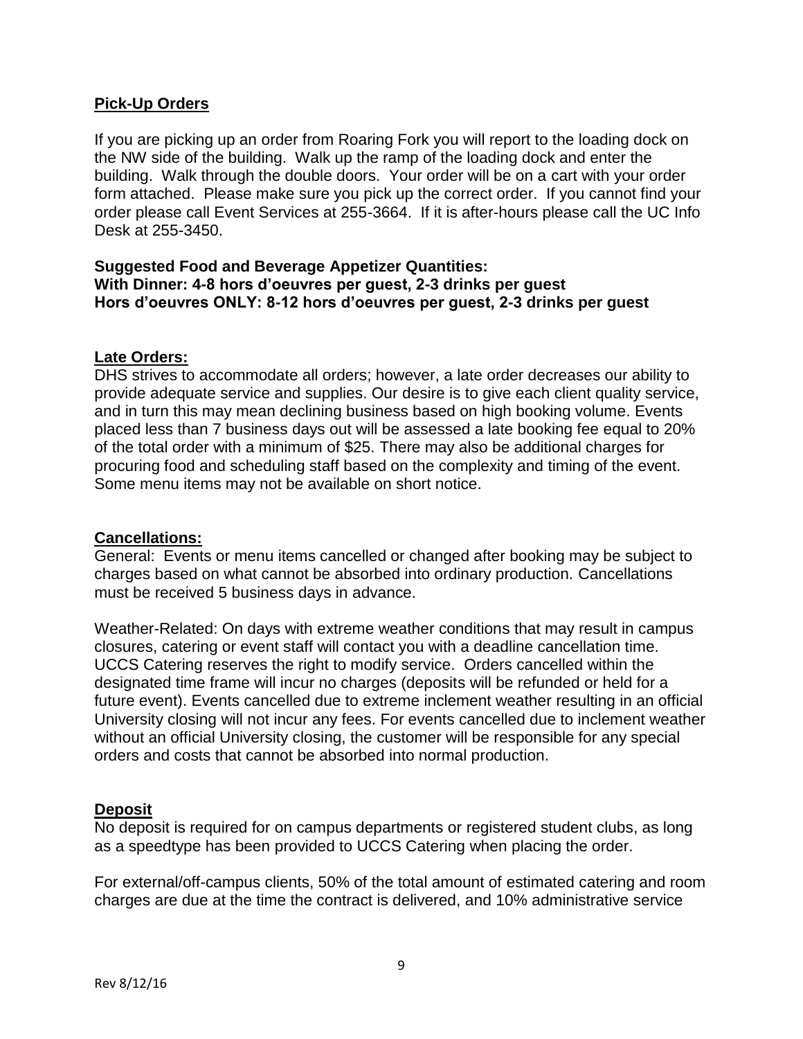## Pick-Up Orders

If you are picking up an order from Roaring Fork you will report to the loading dock on the NW side of the building. Walk up the ramp of the loading dock and enter the building. Walk through the double doors. Your order will be on a cart with your order form attached. Please make sure you pick up the correct order. If you cannot find your order please call Event Services at 255-3664. If it is after-hours please call the UC Info Desk at 255-3450.

**Suggested Food and Beverage Appetizer Quantities:**
**With Dinner: 4-8 hors d'oeuvres per guest, 2-3 drinks per guest**
**Hors d'oeuvres ONLY: 8-12 hors d'oeuvres per guest, 2-3 drinks per guest**

## Late Orders:

DHS strives to accommodate all orders; however, a late order decreases our ability to provide adequate service and supplies. Our desire is to give each client quality service, and in turn this may mean declining business based on high booking volume. Events placed less than 7 business days out will be assessed a late booking fee equal to 20% of the total order with a minimum of $25. There may also be additional charges for procuring food and scheduling staff based on the complexity and timing of the event. Some menu items may not be available on short notice.

## Cancellations:

General: Events or menu items cancelled or changed after booking may be subject to charges based on what cannot be absorbed into ordinary production. Cancellations must be received 5 business days in advance.

Weather-Related: On days with extreme weather conditions that may result in campus closures, catering or event staff will contact you with a deadline cancellation time. UCCS Catering reserves the right to modify service. Orders cancelled within the designated time frame will incur no charges (deposits will be refunded or held for a future event). Events cancelled due to extreme inclement weather resulting in an official University closing will not incur any fees. For events cancelled due to inclement weather without an official University closing, the customer will be responsible for any special orders and costs that cannot be absorbed into normal production.

## Deposit

No deposit is required for on campus departments or registered student clubs, as long as a speedtype has been provided to UCCS Catering when placing the order.

For external/off-campus clients, 50% of the total amount of estimated catering and room charges are due at the time the contract is delivered, and 10% administrative service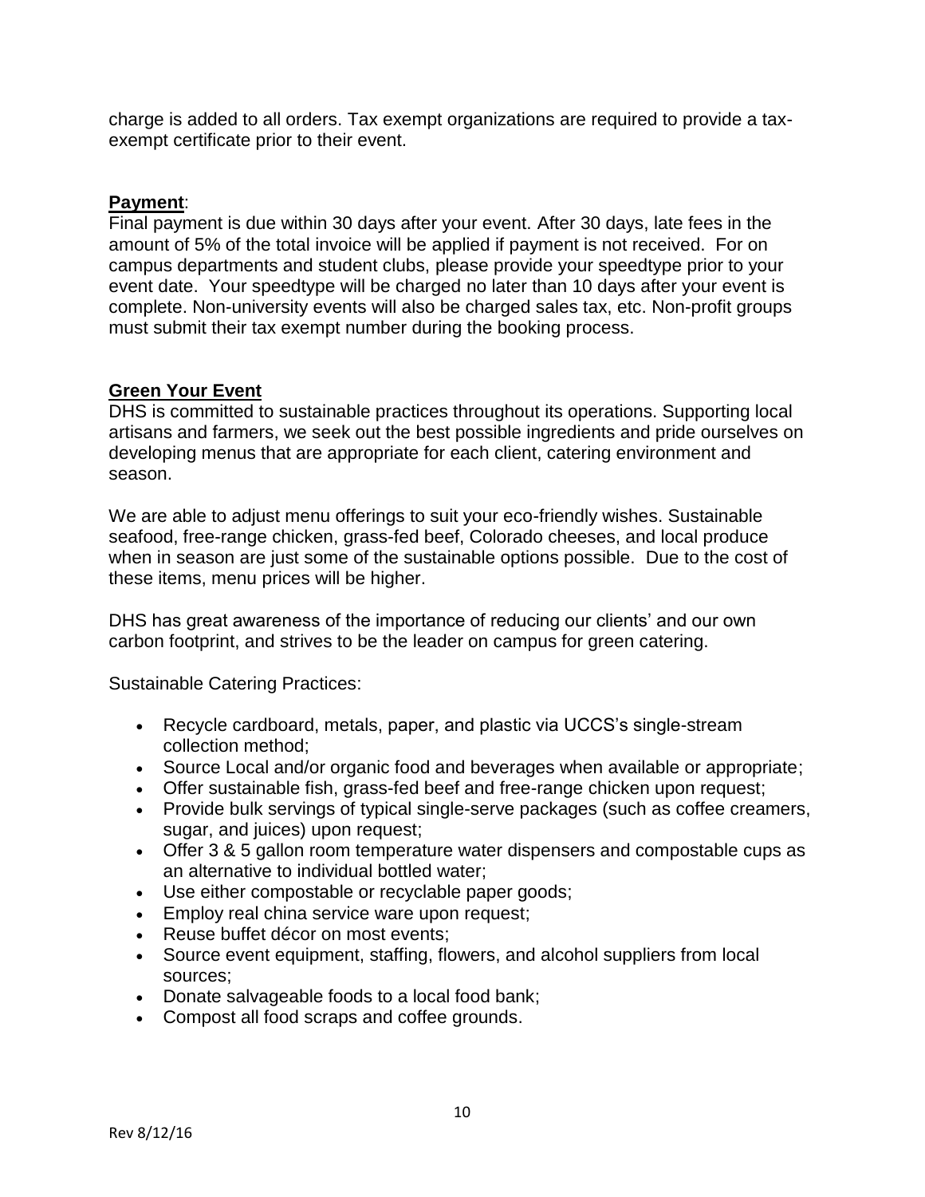charge is added to all orders. Tax exempt organizations are required to provide a tax-exempt certificate prior to their event.

**Payment**:
Final payment is due within 30 days after your event. After 30 days, late fees in the amount of 5% of the total invoice will be applied if payment is not received. For on campus departments and student clubs, please provide your speedtype prior to your event date. Your speedtype will be charged no later than 10 days after your event is complete. Non-university events will also be charged sales tax, etc. Non-profit groups must submit their tax exempt number during the booking process.

**Green Your Event**

DHS is committed to sustainable practices throughout its operations. Supporting local artisans and farmers, we seek out the best possible ingredients and pride ourselves on developing menus that are appropriate for each client, catering environment and season.

We are able to adjust menu offerings to suit your eco-friendly wishes. Sustainable seafood, free-range chicken, grass-fed beef, Colorado cheeses, and local produce when in season are just some of the sustainable options possible. Due to the cost of these items, menu prices will be higher.

DHS has great awareness of the importance of reducing our clients' and our own carbon footprint, and strives to be the leader on campus for green catering.

Sustainable Catering Practices:

- Recycle cardboard, metals, paper, and plastic via UCCS's single-stream collection method;
- Source Local and/or organic food and beverages when available or appropriate;
- Offer sustainable fish, grass-fed beef and free-range chicken upon request;
- Provide bulk servings of typical single-serve packages (such as coffee creamers, sugar, and juices) upon request;
- Offer 3 & 5 gallon room temperature water dispensers and compostable cups as an alternative to individual bottled water;
- Use either compostable or recyclable paper goods;
- Employ real china service ware upon request;
- Reuse buffet décor on most events;
- Source event equipment, staffing, flowers, and alcohol suppliers from local sources;
- Donate salvageable foods to a local food bank;
- Compost all food scraps and coffee grounds.

Rev 8/12/16